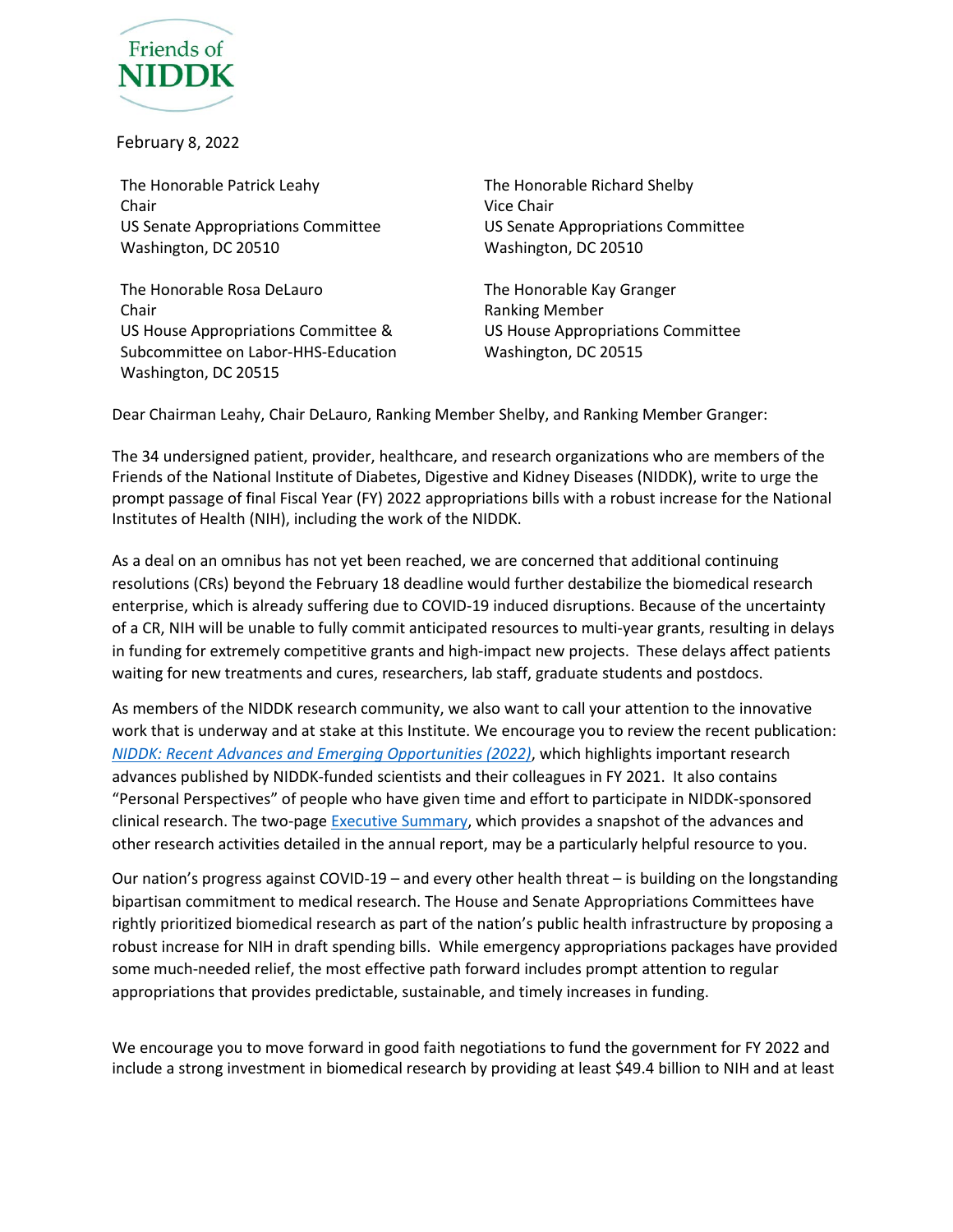Friends of NIDDK

February 8, 2022

The Honorable Patrick Leahy
Chair
US Senate Appropriations Committee
Washington, DC 20510

The Honorable Richard Shelby
Vice Chair
US Senate Appropriations Committee
Washington, DC 20510

The Honorable Rosa DeLauro
Chair
US House Appropriations Committee &
Subcommittee on Labor-HHS-Education
Washington, DC 20515

The Honorable Kay Granger
Ranking Member
US House Appropriations Committee
Washington, DC 20515

Dear Chairman Leahy, Chair DeLauro, Ranking Member Shelby, and Ranking Member Granger:

The 34 undersigned patient, provider, healthcare, and research organizations who are members of the Friends of the National Institute of Diabetes, Digestive and Kidney Diseases (NIDDK), write to urge the prompt passage of final Fiscal Year (FY) 2022 appropriations bills with a robust increase for the National Institutes of Health (NIH), including the work of the NIDDK.

As a deal on an omnibus has not yet been reached, we are concerned that additional continuing resolutions (CRs) beyond the February 18 deadline would further destabilize the biomedical research enterprise, which is already suffering due to COVID-19 induced disruptions. Because of the uncertainty of a CR, NIH will be unable to fully commit anticipated resources to multi-year grants, resulting in delays in funding for extremely competitive grants and high-impact new projects. These delays affect patients waiting for new treatments and cures, researchers, lab staff, graduate students and postdocs.

As members of the NIDDK research community, we also want to call your attention to the innovative work that is underway and at stake at this Institute. We encourage you to review the recent publication: *NIDDK: Recent Advances and Emerging Opportunities (2022)*, which highlights important research advances published by NIDDK-funded scientists and their colleagues in FY 2021. It also contains "Personal Perspectives" of people who have given time and effort to participate in NIDDK-sponsored clinical research. The two-page Executive Summary, which provides a snapshot of the advances and other research activities detailed in the annual report, may be a particularly helpful resource to you.

Our nation's progress against COVID-19 – and every other health threat – is building on the longstanding bipartisan commitment to medical research. The House and Senate Appropriations Committees have rightly prioritized biomedical research as part of the nation's public health infrastructure by proposing a robust increase for NIH in draft spending bills. While emergency appropriations packages have provided some much-needed relief, the most effective path forward includes prompt attention to regular appropriations that provides predictable, sustainable, and timely increases in funding.

We encourage you to move forward in good faith negotiations to fund the government for FY 2022 and include a strong investment in biomedical research by providing at least $49.4 billion to NIH and at least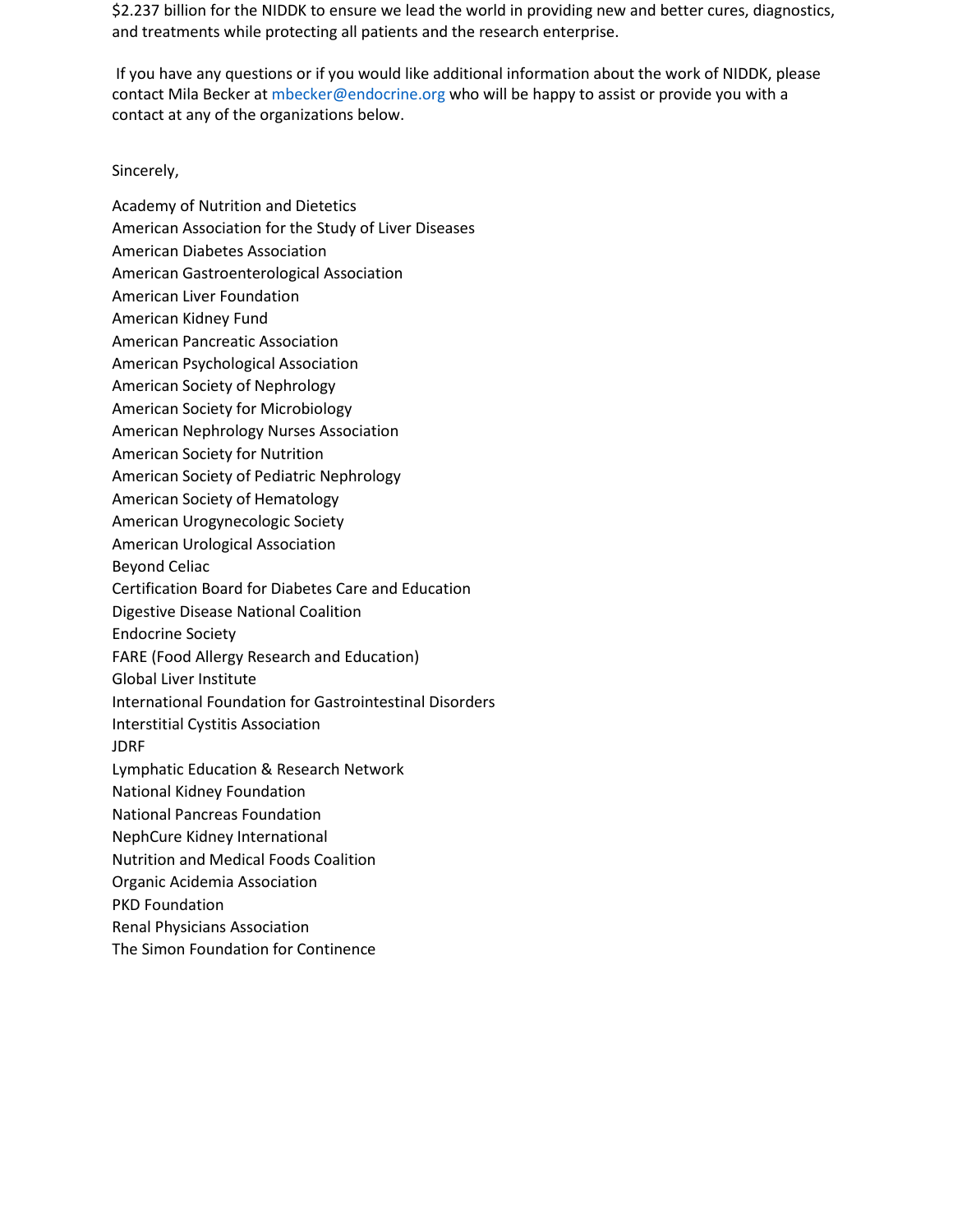$2.237 billion for the NIDDK to ensure we lead the world in providing new and better cures, diagnostics, and treatments while protecting all patients and the research enterprise.

If you have any questions or if you would like additional information about the work of NIDDK, please contact Mila Becker at mbecker@endocrine.org who will be happy to assist or provide you with a contact at any of the organizations below.

Sincerely,

Academy of Nutrition and Dietetics
American Association for the Study of Liver Diseases
American Diabetes Association
American Gastroenterological Association
American Liver Foundation
American Kidney Fund
American Pancreatic Association
American Psychological Association
American Society of Nephrology
American Society for Microbiology
American Nephrology Nurses Association
American Society for Nutrition
American Society of Pediatric Nephrology
American Society of Hematology
American Urogynecologic Society
American Urological Association
Beyond Celiac
Certification Board for Diabetes Care and Education
Digestive Disease National Coalition
Endocrine Society
FARE (Food Allergy Research and Education)
Global Liver Institute
International Foundation for Gastrointestinal Disorders
Interstitial Cystitis Association
JDRF
Lymphatic Education & Research Network
National Kidney Foundation
National Pancreas Foundation
NephCure Kidney International
Nutrition and Medical Foods Coalition
Organic Acidemia Association
PKD Foundation
Renal Physicians Association
The Simon Foundation for Continence